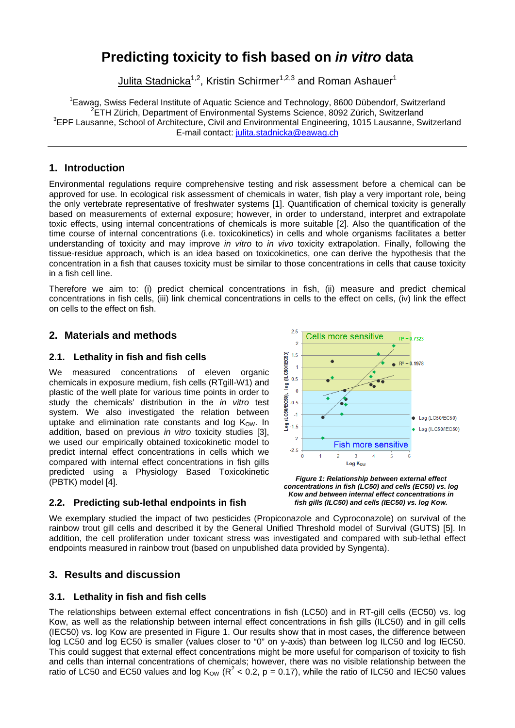# Predicting toxicity to fish based on *in vitro* data

Julita Stadnicka[1,2], Kristin Schirmer[1,2,3] and Roman Ashauer[1]

[1]Eawag, Swiss Federal Institute of Aquatic Science and Technology, 8600 Dübendorf, Switzerland
[2]ETH Zürich, Department of Environmental Systems Science, 8092 Zürich, Switzerland
[3]EPF Lausanne, School of Architecture, Civil and Environmental Engineering, 1015 Lausanne, Switzerland
E-mail contact: julita.stadnicka@eawag.ch

## 1. Introduction

Environmental regulations require comprehensive testing and risk assessment before a chemical can be approved for use. In ecological risk assessment of chemicals in water, fish play a very important role, being the only vertebrate representative of freshwater systems [1]. Quantification of chemical toxicity is generally based on measurements of external exposure; however, in order to understand, interpret and extrapolate toxic effects, using internal concentrations of chemicals is more suitable [2]. Also the quantification of the time course of internal concentrations (i.e. toxicokinetics) in cells and whole organisms facilitates a better understanding of toxicity and may improve *in vitro* to *in vivo* toxicity extrapolation. Finally, following the tissue-residue approach, which is an idea based on toxicokinetics, one can derive the hypothesis that the concentration in a fish that causes toxicity must be similar to those concentrations in cells that cause toxicity in a fish cell line.

Therefore we aim to: (i) predict chemical concentrations in fish, (ii) measure and predict chemical concentrations in fish cells, (iii) link chemical concentrations in cells to the effect on cells, (iv) link the effect on cells to the effect on fish.

## 2. Materials and methods

### 2.1. Lethality in fish and fish cells

We measured concentrations of eleven organic chemicals in exposure medium, fish cells (RTgill-W1) and plastic of the well plate for various time points in order to study the chemicals' distribution in the *in vitro* test system. We also investigated the relation between uptake and elimination rate constants and log $K_{OW}$. In addition, based on previous *in vitro* toxicity studies [3], we used our empirically obtained toxicokinetic model to predict internal concentrations in cells which we compared with internal effect concentrations in fish gills predicted using a Physiology Based Toxicokinetic (PBTK) model [4].

*Figure 1: Relationship between external effect concentrations in fish (LC50) and cells (EC50) vs. log Kow and between internal effect concentrations in fish gills (ILC50) and cells (IEC50) vs. log Kow.*

### 2.2. Predicting sub-lethal endpoints in fish

We exemplary studied the impact of two pesticides (Propiconazole and Cyproconazole) on survival of the rainbow trout gill cells and described it by the General Unified Threshold model of Survival (GUTS) [5]. In addition, the cell proliferation under toxicant stress was investigated and compared with sub-lethal effect endpoints measured in rainbow trout (based on unpublished data provided by Syngenta).

## 3. Results and discussion

### 3.1. Lethality in fish and fish cells

The relationships between external effect concentrations in fish (LC50) and in RT-gill cells (EC50) vs. log Kow, as well as the relationship between internal effect concentrations in fish gills (ILC50) and in gill cells (IEC50) vs. log Kow are presented in Figure 1. Our results show that in most cases, the difference between log LC50 and log EC50 is smaller (values closer to "0" on y-axis) than between log ILC50 and log IEC50. This could suggest that external effect concentrations might be more useful for comparison of toxicity to fish and cells than internal concentrations of chemicals; however, there was no visible relationship between the ratio of LC50 and EC50 values and log $K_{OW}$ ($R^2 < 0.2$, $p = 0.17$), while the ratio of ILC50 and IEC50 values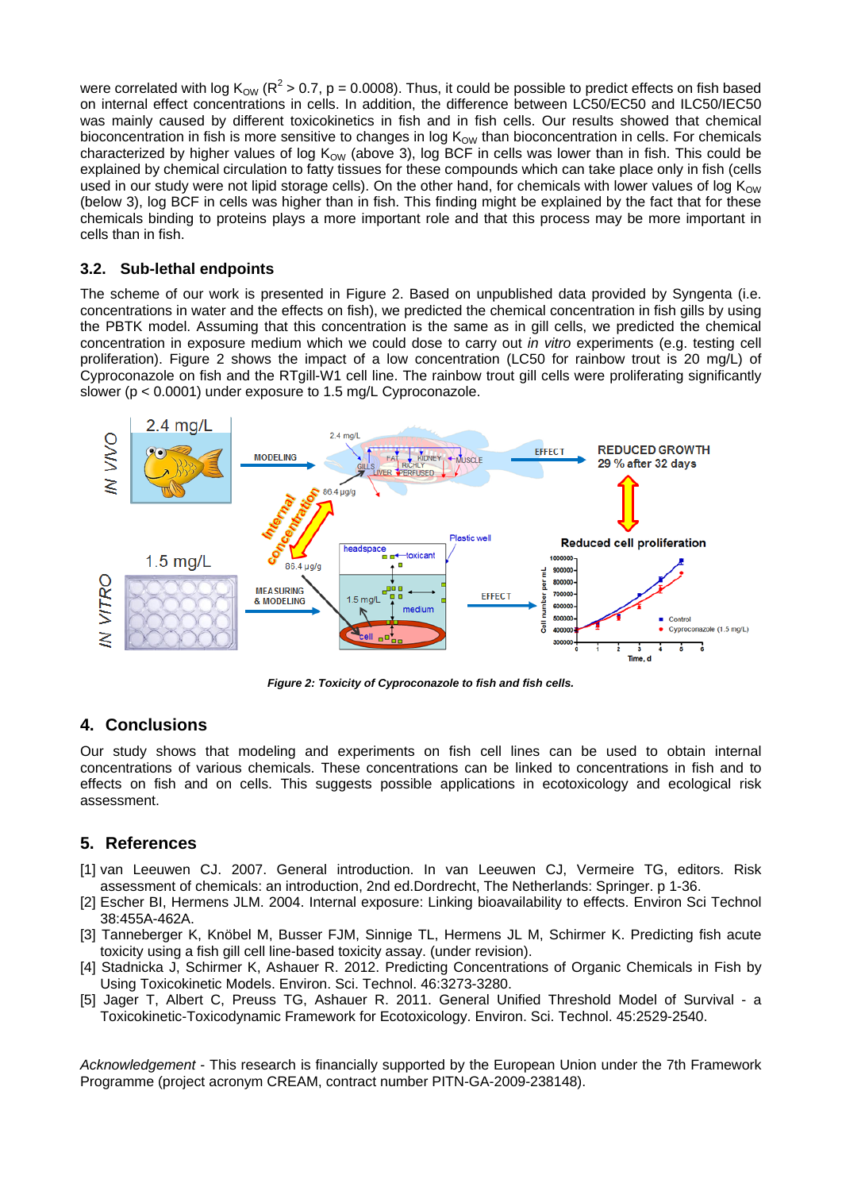were correlated with log $K_{OW}$ ($R^2 > 0.7$, $p = 0.0008$). Thus, it could be possible to predict effects on fish based on internal effect concentrations in cells. In addition, the difference between LC50/EC50 and ILC50/IEC50 was mainly caused by different toxicokinetics in fish and in fish cells. Our results showed that chemical bioconcentration in fish is more sensitive to changes in log $K_{OW}$ than bioconcentration in cells. For chemicals characterized by higher values of log $K_{OW}$ (above 3), log BCF in cells was lower than in fish. This could be explained by chemical circulation to fatty tissues for these compounds which can take place only in fish (cells used in our study were not lipid storage cells). On the other hand, for chemicals with lower values of log $K_{OW}$ (below 3), log BCF in cells was higher than in fish. This finding might be explained by the fact that for these chemicals binding to proteins plays a more important role and that this process may be more important in cells than in fish.

### 3.2. Sub-lethal endpoints

The scheme of our work is presented in Figure 2. Based on unpublished data provided by Syngenta (i.e. concentrations in water and the effects on fish), we predicted the chemical concentration in fish gills by using the PBTK model. Assuming that this concentration is the same as in gill cells, we predicted the chemical concentration in exposure medium which we could dose to carry out *in vitro* experiments (e.g. testing cell proliferation). Figure 2 shows the impact of a low concentration (LC50 for rainbow trout is 20 mg/L) of Cyproconazole on fish and the RTgill-W1 cell line. The rainbow trout gill cells were proliferating significantly slower ($p < 0.0001$) under exposure to 1.5 mg/L Cyproconazole.

IN VIVO
2.4 mg/L
MODELING
2.4 mg/L
GILLS
FAT
KIDNEY
RICHLY PERFUSED
LIVER
MUSCLE
86.4 µg/g
EFFECT
REDUCED GROWTH
29 % after 32 days
Internal concentration
IN VITRO
1.5 mg/L
86.4 µg/g
MEASURING & MODELING
headspace
toxicant
Plastic well
1.5 mg/L
medium
cell
EFFECT
Reduced cell proliferation
Cell number per mL
1000000
900000
800000
700000
600000
500000
400000
300000
0 1 2 3 4 5 6
Time, d
Control
Cyproconazole (1.5 mg/L)

*Figure 2: Toxicity of Cyproconazole to fish and fish cells.*

## 4. Conclusions

Our study shows that modeling and experiments on fish cell lines can be used to obtain internal concentrations of various chemicals. These concentrations can be linked to concentrations in fish and to effects on fish and on cells. This suggests possible applications in ecotoxicology and ecological risk assessment.

## 5. References

[1] van Leeuwen CJ. 2007. General introduction. In van Leeuwen CJ, Vermeire TG, editors. Risk assessment of chemicals: an introduction, 2nd ed.Dordrecht, The Netherlands: Springer. p 1-36.
[2] Escher BI, Hermens JLM. 2004. Internal exposure: Linking bioavailability to effects. Environ Sci Technol 38:455A-462A.
[3] Tanneberger K, Knöbel M, Busser FJM, Sinnige TL, Hermens JL M, Schirmer K. Predicting fish acute toxicity using a fish gill cell line-based toxicity assay. (under revision).
[4] Stadnicka J, Schirmer K, Ashauer R. 2012. Predicting Concentrations of Organic Chemicals in Fish by Using Toxicokinetic Models. Environ. Sci. Technol. 46:3273-3280.
[5] Jager T, Albert C, Preuss TG, Ashauer R. 2011. General Unified Threshold Model of Survival - a Toxicokinetic-Toxicodynamic Framework for Ecotoxicology. Environ. Sci. Technol. 45:2529-2540.

*Acknowledgement* - This research is financially supported by the European Union under the 7th Framework Programme (project acronym CREAM, contract number PITN-GA-2009-238148).